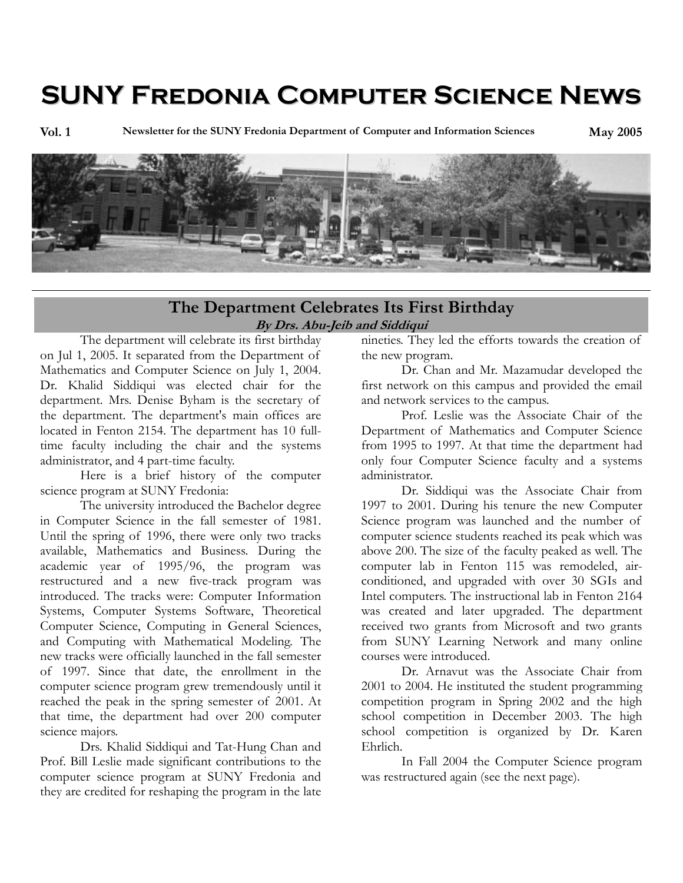# SUNY Fredonia Computer Science News

**Vol. 1** | **Newsletter for the SUNY Fredonia Department of Computer and Information Sciences** | **May 2005**

## The Department Celebrates Its First Birthday

***By Drs. Abu-Jeib and Siddiqui***

The department will celebrate its first birthday on Jul 1, 2005. It separated from the Department of Mathematics and Computer Science on July 1, 2004. Dr. Khalid Siddiqui was elected chair for the department. Mrs. Denise Byham is the secretary of the department. The department's main offices are located in Fenton 2154. The department has 10 full-time faculty including the chair and the systems administrator, and 4 part-time faculty.

Here is a brief history of the computer science program at SUNY Fredonia:

The university introduced the Bachelor degree in Computer Science in the fall semester of 1981. Until the spring of 1996, there were only two tracks available, Mathematics and Business. During the academic year of 1995/96, the program was restructured and a new five-track program was introduced. The tracks were: Computer Information Systems, Computer Systems Software, Theoretical Computer Science, Computing in General Sciences, and Computing with Mathematical Modeling. The new tracks were officially launched in the fall semester of 1997. Since that date, the enrollment in the computer science program grew tremendously until it reached the peak in the spring semester of 2001. At that time, the department had over 200 computer science majors.

Drs. Khalid Siddiqui and Tat-Hung Chan and Prof. Bill Leslie made significant contributions to the computer science program at SUNY Fredonia and they are credited for reshaping the program in the late nineties. They led the efforts towards the creation of the new program.

Dr. Chan and Mr. Mazamudar developed the first network on this campus and provided the email and network services to the campus.

Prof. Leslie was the Associate Chair of the Department of Mathematics and Computer Science from 1995 to 1997. At that time the department had only four Computer Science faculty and a systems administrator.

Dr. Siddiqui was the Associate Chair from 1997 to 2001. During his tenure the new Computer Science program was launched and the number of computer science students reached its peak which was above 200. The size of the faculty peaked as well. The computer lab in Fenton 115 was remodeled, air-conditioned, and upgraded with over 30 SGIs and Intel computers. The instructional lab in Fenton 2164 was created and later upgraded. The department received two grants from Microsoft and two grants from SUNY Learning Network and many online courses were introduced.

Dr. Arnavut was the Associate Chair from 2001 to 2004. He instituted the student programming competition program in Spring 2002 and the high school competition in December 2003. The high school competition is organized by Dr. Karen Ehrlich.

In Fall 2004 the Computer Science program was restructured again (see the next page).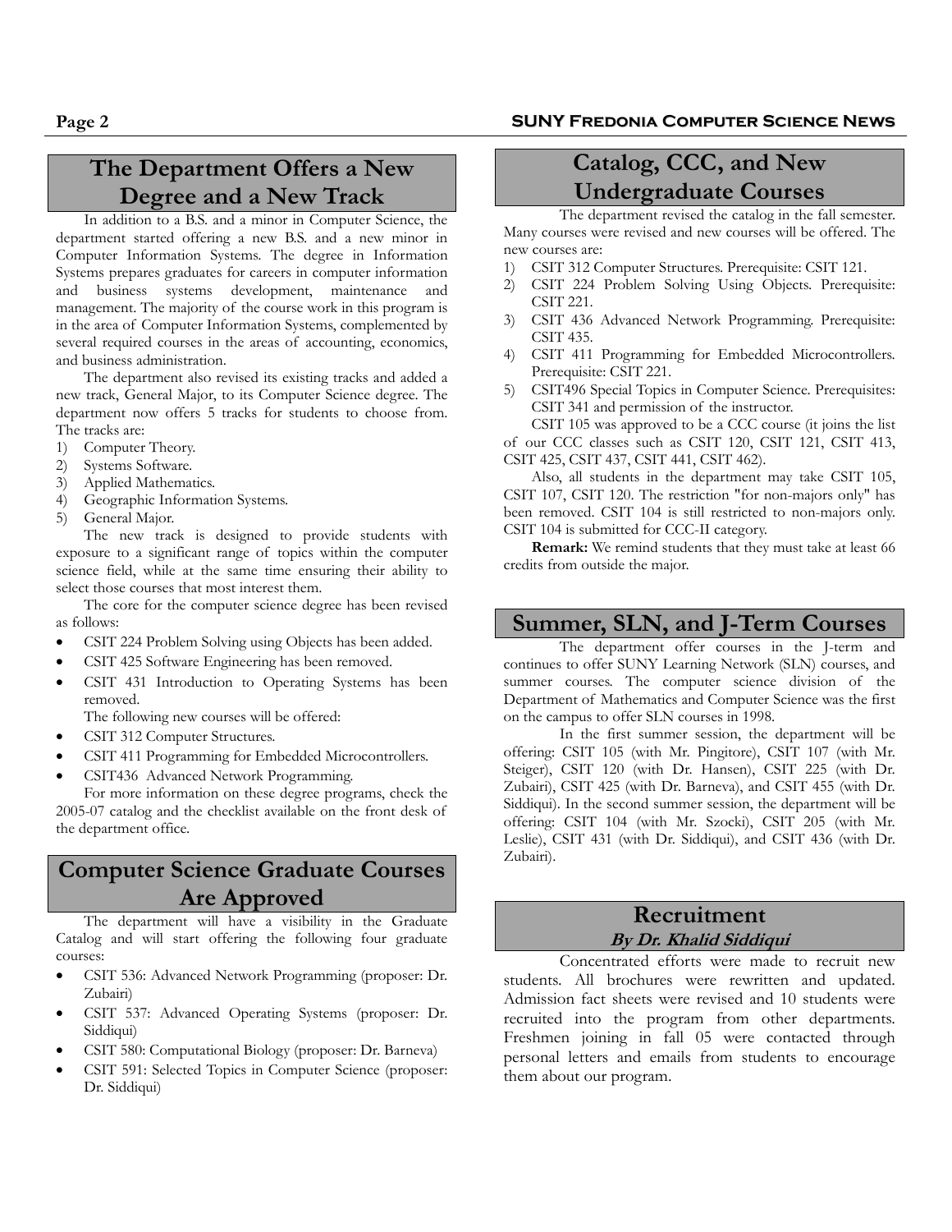## The Department Offers a New Degree and a New Track

In addition to a B.S. and a minor in Computer Science, the department started offering a new B.S. and a new minor in Computer Information Systems. The degree in Information Systems prepares graduates for careers in computer information and business systems development, maintenance and management. The majority of the course work in this program is in the area of Computer Information Systems, complemented by several required courses in the areas of accounting, economics, and business administration.

The department also revised its existing tracks and added a new track, General Major, to its Computer Science degree. The department now offers 5 tracks for students to choose from. The tracks are:

1) Computer Theory.
2) Systems Software.
3) Applied Mathematics.
4) Geographic Information Systems.
5) General Major.

The new track is designed to provide students with exposure to a significant range of topics within the computer science field, while at the same time ensuring their ability to select those courses that most interest them.

The core for the computer science degree has been revised as follows:

- CSIT 224 Problem Solving using Objects has been added.
- CSIT 425 Software Engineering has been removed.
- CSIT 431 Introduction to Operating Systems has been removed.

The following new courses will be offered:

- CSIT 312 Computer Structures.
- CSIT 411 Programming for Embedded Microcontrollers.
- CSIT436 Advanced Network Programming.

For more information on these degree programs, check the 2005-07 catalog and the checklist available on the front desk of the department office.

## Computer Science Graduate Courses Are Approved

The department will have a visibility in the Graduate Catalog and will start offering the following four graduate courses:

- CSIT 536: Advanced Network Programming (proposer: Dr. Zubairi)
- CSIT 537: Advanced Operating Systems (proposer: Dr. Siddiqui)
- CSIT 580: Computational Biology (proposer: Dr. Barneva)
- CSIT 591: Selected Topics in Computer Science (proposer: Dr. Siddiqui)

## Catalog, CCC, and New Undergraduate Courses

The department revised the catalog in the fall semester. Many courses were revised and new courses will be offered. The new courses are:

1) CSIT 312 Computer Structures. Prerequisite: CSIT 121.
2) CSIT 224 Problem Solving Using Objects. Prerequisite: CSIT 221.
3) CSIT 436 Advanced Network Programming. Prerequisite: CSIT 435.
4) CSIT 411 Programming for Embedded Microcontrollers. Prerequisite: CSIT 221.
5) CSIT496 Special Topics in Computer Science. Prerequisites: CSIT 341 and permission of the instructor.

CSIT 105 was approved to be a CCC course (it joins the list of our CCC classes such as CSIT 120, CSIT 121, CSIT 413, CSIT 425, CSIT 437, CSIT 441, CSIT 462).

Also, all students in the department may take CSIT 105, CSIT 107, CSIT 120. The restriction "for non-majors only" has been removed. CSIT 104 is still restricted to non-majors only. CSIT 104 is submitted for CCC-II category.

**Remark:** We remind students that they must take at least 66 credits from outside the major.

## Summer, SLN, and J-Term Courses

The department offer courses in the J-term and continues to offer SUNY Learning Network (SLN) courses, and summer courses. The computer science division of the Department of Mathematics and Computer Science was the first on the campus to offer SLN courses in 1998.

In the first summer session, the department will be offering: CSIT 105 (with Mr. Pingitore), CSIT 107 (with Mr. Steiger), CSIT 120 (with Dr. Hansen), CSIT 225 (with Dr. Zubairi), CSIT 425 (with Dr. Barneva), and CSIT 455 (with Dr. Siddiqui). In the second summer session, the department will be offering: CSIT 104 (with Mr. Szocki), CSIT 205 (with Mr. Leslie), CSIT 431 (with Dr. Siddiqui), and CSIT 436 (with Dr. Zubairi).

## Recruitment

***By Dr. Khalid Siddiqui***

Concentrated efforts were made to recruit new students. All brochures were rewritten and updated. Admission fact sheets were revised and 10 students were recruited into the program from other departments. Freshmen joining in fall 05 were contacted through personal letters and emails from students to encourage them about our program.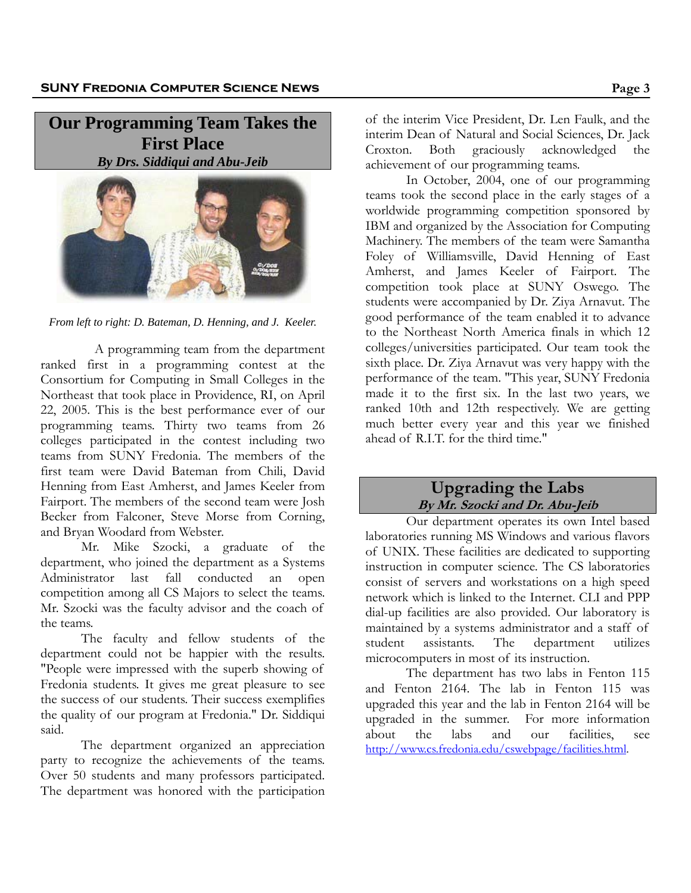## Our Programming Team Takes the First Place

***By Drs. Siddiqui and Abu-Jeib***

*From left to right: D. Bateman, D. Henning, and J. Keeler.*

A programming team from the department ranked first in a programming contest at the Consortium for Computing in Small Colleges in the Northeast that took place in Providence, RI, on April 22, 2005. This is the best performance ever of our programming teams. Thirty two teams from 26 colleges participated in the contest including two teams from SUNY Fredonia. The members of the first team were David Bateman from Chili, David Henning from East Amherst, and James Keeler from Fairport. The members of the second team were Josh Becker from Falconer, Steve Morse from Corning, and Bryan Woodard from Webster.

Mr. Mike Szocki, a graduate of the department, who joined the department as a Systems Administrator last fall conducted an open competition among all CS Majors to select the teams. Mr. Szocki was the faculty advisor and the coach of the teams.

The faculty and fellow students of the department could not be happier with the results. "People were impressed with the superb showing of Fredonia students. It gives me great pleasure to see the success of our students. Their success exemplifies the quality of our program at Fredonia." Dr. Siddiqui said.

The department organized an appreciation party to recognize the achievements of the teams. Over 50 students and many professors participated. The department was honored with the participation of the interim Vice President, Dr. Len Faulk, and the interim Dean of Natural and Social Sciences, Dr. Jack Croxton. Both graciously acknowledged the achievement of our programming teams.

In October, 2004, one of our programming teams took the second place in the early stages of a worldwide programming competition sponsored by IBM and organized by the Association for Computing Machinery. The members of the team were Samantha Foley of Williamsville, David Henning of East Amherst, and James Keeler of Fairport. The competition took place at SUNY Oswego. The students were accompanied by Dr. Ziya Arnavut. The good performance of the team enabled it to advance to the Northeast North America finals in which 12 colleges/universities participated. Our team took the sixth place. Dr. Ziya Arnavut was very happy with the performance of the team. "This year, SUNY Fredonia made it to the first six. In the last two years, we ranked 10th and 12th respectively. We are getting much better every year and this year we finished ahead of R.I.T. for the third time."

## Upgrading the Labs

***By Mr. Szocki and Dr. Abu-Jeib***

Our department operates its own Intel based laboratories running MS Windows and various flavors of UNIX. These facilities are dedicated to supporting instruction in computer science. The CS laboratories consist of servers and workstations on a high speed network which is linked to the Internet. CLI and PPP dial-up facilities are also provided. Our laboratory is maintained by a systems administrator and a staff of student assistants. The department utilizes microcomputers in most of its instruction.

The department has two labs in Fenton 115 and Fenton 2164. The lab in Fenton 115 was upgraded this year and the lab in Fenton 2164 will be upgraded in the summer. For more information about the labs and our facilities, see http://www.cs.fredonia.edu/cswebpage/facilities.html.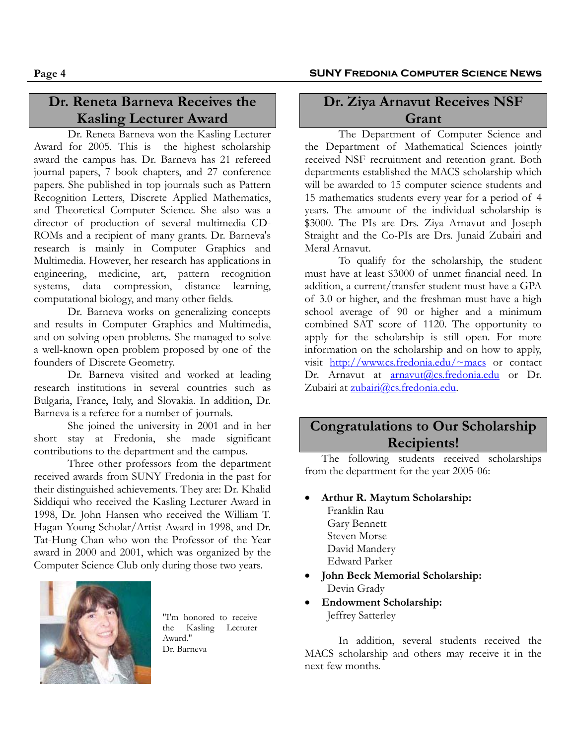## Dr. Reneta Barneva Receives the Kasling Lecturer Award

Dr. Reneta Barneva won the Kasling Lecturer Award for 2005. This is the highest scholarship award the campus has. Dr. Barneva has 21 refereed journal papers, 7 book chapters, and 27 conference papers. She published in top journals such as Pattern Recognition Letters, Discrete Applied Mathematics, and Theoretical Computer Science. She also was a director of production of several multimedia CD-ROMs and a recipient of many grants. Dr. Barneva's research is mainly in Computer Graphics and Multimedia. However, her research has applications in engineering, medicine, art, pattern recognition systems, data compression, distance learning, computational biology, and many other fields.

Dr. Barneva works on generalizing concepts and results in Computer Graphics and Multimedia, and on solving open problems. She managed to solve a well-known open problem proposed by one of the founders of Discrete Geometry.

Dr. Barneva visited and worked at leading research institutions in several countries such as Bulgaria, France, Italy, and Slovakia. In addition, Dr. Barneva is a referee for a number of journals.

She joined the university in 2001 and in her short stay at Fredonia, she made significant contributions to the department and the campus.

Three other professors from the department received awards from SUNY Fredonia in the past for their distinguished achievements. They are: Dr. Khalid Siddiqui who received the Kasling Lecturer Award in 1998, Dr. John Hansen who received the William T. Hagan Young Scholar/Artist Award in 1998, and Dr. Tat-Hung Chan who won the Professor of the Year award in 2000 and 2001, which was organized by the Computer Science Club only during those two years.

"I'm honored to receive the Kasling Lecturer Award."
Dr. Barneva

## Dr. Ziya Arnavut Receives NSF Grant

The Department of Computer Science and the Department of Mathematical Sciences jointly received NSF recruitment and retention grant. Both departments established the MACS scholarship which will be awarded to 15 computer science students and 15 mathematics students every year for a period of 4 years. The amount of the individual scholarship is $3000. The PIs are Drs. Ziya Arnavut and Joseph Straight and the Co-PIs are Drs. Junaid Zubairi and Meral Arnavut.

To qualify for the scholarship, the student must have at least $3000 of unmet financial need. In addition, a current/transfer student must have a GPA of 3.0 or higher, and the freshman must have a high school average of 90 or higher and a minimum combined SAT score of 1120. The opportunity to apply for the scholarship is still open. For more information on the scholarship and on how to apply, visit http://www.cs.fredonia.edu/~macs or contact Dr. Arnavut at arnavut@cs.fredonia.edu or Dr. Zubairi at zubairi@cs.fredonia.edu.

## Congratulations to Our Scholarship Recipients!

The following students received scholarships from the department for the year 2005-06:

- **Arthur R. Maytum Scholarship:**
  Franklin Rau
  Gary Bennett
  Steven Morse
  David Mandery
  Edward Parker
- **John Beck Memorial Scholarship:**
  Devin Grady
- **Endowment Scholarship:**
  Jeffrey Satterley

In addition, several students received the MACS scholarship and others may receive it in the next few months.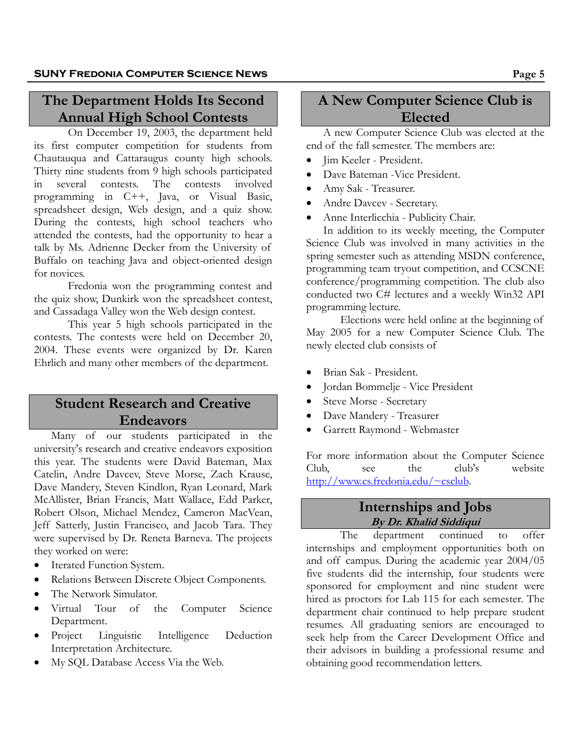## The Department Holds Its Second Annual High School Contests

On December 19, 2003, the department held its first computer competition for students from Chautauqua and Cattaraugus county high schools. Thirty nine students from 9 high schools participated in several contests. The contests involved programming in C++, Java, or Visual Basic, spreadsheet design, Web design, and a quiz show. During the contests, high school teachers who attended the contests, had the opportunity to hear a talk by Ms. Adrienne Decker from the University of Buffalo on teaching Java and object-oriented design for novices.

Fredonia won the programming contest and the quiz show, Dunkirk won the spreadsheet contest, and Cassadaga Valley won the Web design contest.

This year 5 high schools participated in the contests. The contests were held on December 20, 2004. These events were organized by Dr. Karen Ehrlich and many other members of the department.

## Student Research and Creative Endeavors

Many of our students participated in the university's research and creative endeavors exposition this year. The students were David Bateman, Max Catelin, Andre Davcev, Steve Morse, Zach Krause, Dave Mandery, Steven Kindlon, Ryan Leonard, Mark McAllister, Brian Francis, Matt Wallace, Edd Parker, Robert Olson, Michael Mendez, Cameron MacVean, Jeff Satterly, Justin Francisco, and Jacob Tara. They were supervised by Dr. Reneta Barneva. The projects they worked on were:

- Iterated Function System.
- Relations Between Discrete Object Components.
- The Network Simulator.
- Virtual Tour of the Computer Science Department.
- Project Linguistic Intelligence Deduction Interpretation Architecture.
- My SQL Database Access Via the Web.

## A New Computer Science Club is Elected

A new Computer Science Club was elected at the end of the fall semester. The members are:

- Jim Keeler - President.
- Dave Bateman -Vice President.
- Amy Sak - Treasurer.
- Andre Davcev - Secretary.
- Anne Interlicchia - Publicity Chair.

In addition to its weekly meeting, the Computer Science Club was involved in many activities in the spring semester such as attending MSDN conference, programming team tryout competition, and CCSCNE conference/programming competition. The club also conducted two C# lectures and a weekly Win32 API programming lecture.

Elections were held online at the beginning of May 2005 for a new Computer Science Club. The newly elected club consists of

- Brian Sak - President.
- Jordan Bommelje - Vice President
- Steve Morse - Secretary
- Dave Mandery - Treasurer
- Garrett Raymond - Webmaster

For more information about the Computer Science Club, see the club's website http://www.cs.fredonia.edu/~csclub.

## Internships and Jobs

***By Dr. Khalid Siddiqui***

The department continued to offer internships and employment opportunities both on and off campus. During the academic year 2004/05 five students did the internship, four students were sponsored for employment and nine student were hired as proctors for Lab 115 for each semester. The department chair continued to help prepare student resumes. All graduating seniors are encouraged to seek help from the Career Development Office and their advisors in building a professional resume and obtaining good recommendation letters.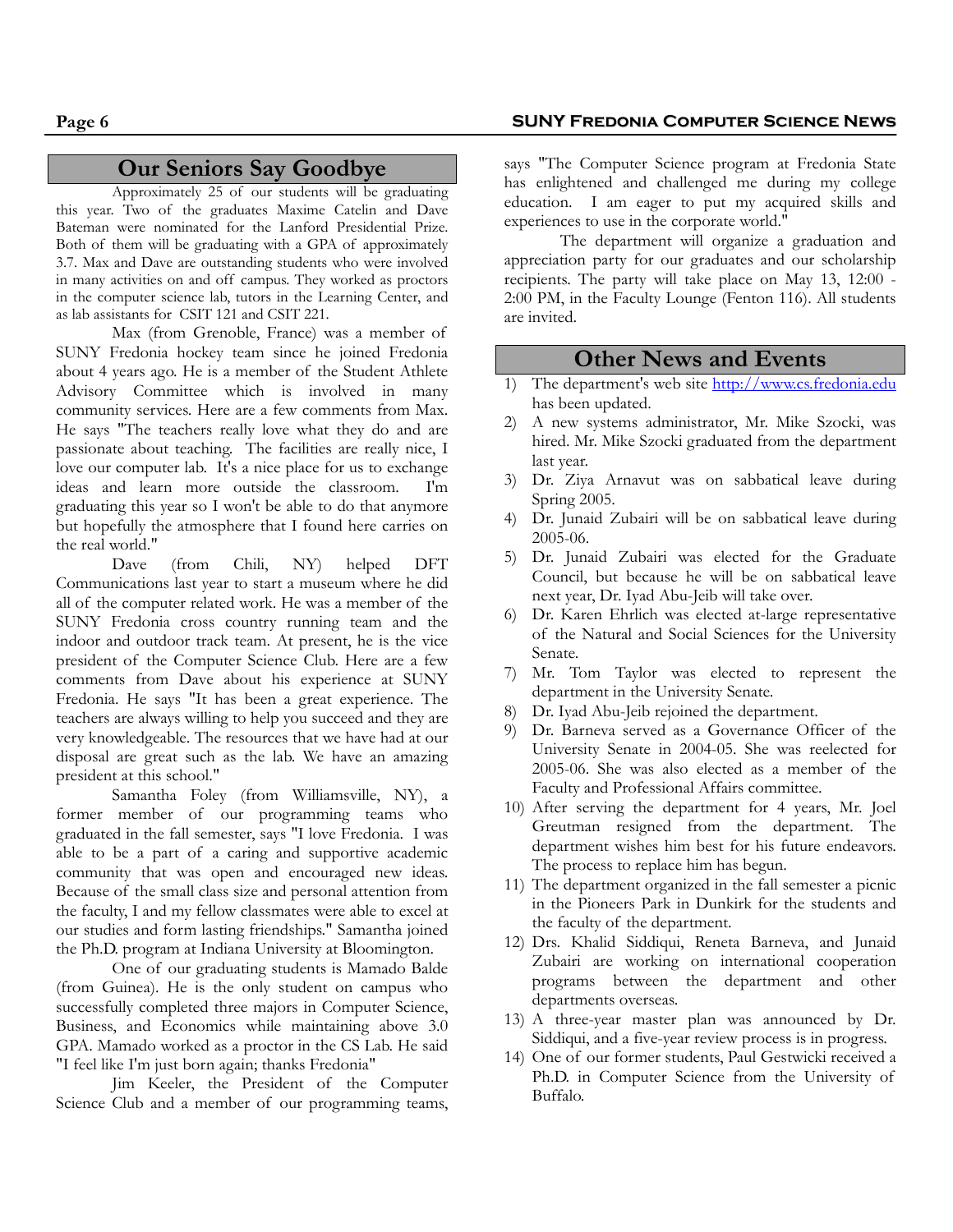## Our Seniors Say Goodbye

Approximately 25 of our students will be graduating this year. Two of the graduates Maxime Catelin and Dave Bateman were nominated for the Lanford Presidential Prize. Both of them will be graduating with a GPA of approximately 3.7. Max and Dave are outstanding students who were involved in many activities on and off campus. They worked as proctors in the computer science lab, tutors in the Learning Center, and as lab assistants for CSIT 121 and CSIT 221.

Max (from Grenoble, France) was a member of SUNY Fredonia hockey team since he joined Fredonia about 4 years ago. He is a member of the Student Athlete Advisory Committee which is involved in many community services. Here are a few comments from Max. He says "The teachers really love what they do and are passionate about teaching. The facilities are really nice, I love our computer lab. It's a nice place for us to exchange ideas and learn more outside the classroom. I'm graduating this year so I won't be able to do that anymore but hopefully the atmosphere that I found here carries on the real world."

Dave (from Chili, NY) helped DFT Communications last year to start a museum where he did all of the computer related work. He was a member of the SUNY Fredonia cross country running team and the indoor and outdoor track team. At present, he is the vice president of the Computer Science Club. Here are a few comments from Dave about his experience at SUNY Fredonia. He says "It has been a great experience. The teachers are always willing to help you succeed and they are very knowledgeable. The resources that we have had at our disposal are great such as the lab. We have an amazing president at this school."

Samantha Foley (from Williamsville, NY), a former member of our programming teams who graduated in the fall semester, says "I love Fredonia. I was able to be a part of a caring and supportive academic community that was open and encouraged new ideas. Because of the small class size and personal attention from the faculty, I and my fellow classmates were able to excel at our studies and form lasting friendships." Samantha joined the Ph.D. program at Indiana University at Bloomington.

One of our graduating students is Mamado Balde (from Guinea). He is the only student on campus who successfully completed three majors in Computer Science, Business, and Economics while maintaining above 3.0 GPA. Mamado worked as a proctor in the CS Lab. He said "I feel like I'm just born again; thanks Fredonia"

Jim Keeler, the President of the Computer Science Club and a member of our programming teams, says "The Computer Science program at Fredonia State has enlightened and challenged me during my college education. I am eager to put my acquired skills and experiences to use in the corporate world."

The department will organize a graduation and appreciation party for our graduates and our scholarship recipients. The party will take place on May 13, 12:00 - 2:00 PM, in the Faculty Lounge (Fenton 116). All students are invited.

## Other News and Events

1) The department's web site http://www.cs.fredonia.edu has been updated.
2) A new systems administrator, Mr. Mike Szocki, was hired. Mr. Mike Szocki graduated from the department last year.
3) Dr. Ziya Arnavut was on sabbatical leave during Spring 2005.
4) Dr. Junaid Zubairi will be on sabbatical leave during 2005-06.
5) Dr. Junaid Zubairi was elected for the Graduate Council, but because he will be on sabbatical leave next year, Dr. Iyad Abu-Jeib will take over.
6) Dr. Karen Ehrlich was elected at-large representative of the Natural and Social Sciences for the University Senate.
7) Mr. Tom Taylor was elected to represent the department in the University Senate.
8) Dr. Iyad Abu-Jeib rejoined the department.
9) Dr. Barneva served as a Governance Officer of the University Senate in 2004-05. She was reelected for 2005-06. She was also elected as a member of the Faculty and Professional Affairs committee.
10) After serving the department for 4 years, Mr. Joel Greutman resigned from the department. The department wishes him best for his future endeavors. The process to replace him has begun.
11) The department organized in the fall semester a picnic in the Pioneers Park in Dunkirk for the students and the faculty of the department.
12) Drs. Khalid Siddiqui, Reneta Barneva, and Junaid Zubairi are working on international cooperation programs between the department and other departments overseas.
13) A three-year master plan was announced by Dr. Siddiqui, and a five-year review process is in progress.
14) One of our former students, Paul Gestwicki received a Ph.D. in Computer Science from the University of Buffalo.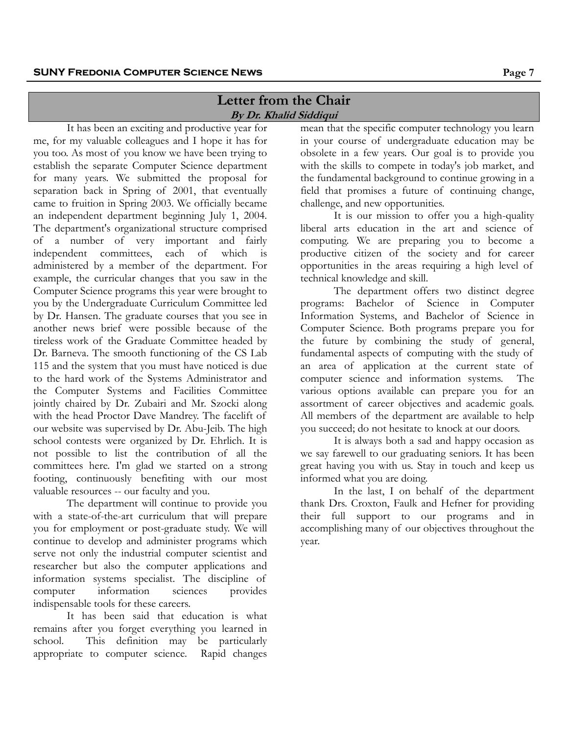## Letter from the Chair

***By Dr. Khalid Siddiqui***

It has been an exciting and productive year for me, for my valuable colleagues and I hope it has for you too. As most of you know we have been trying to establish the separate Computer Science department for many years. We submitted the proposal for separation back in Spring of 2001, that eventually came to fruition in Spring 2003. We officially became an independent department beginning July 1, 2004. The department's organizational structure comprised of a number of very important and fairly independent committees, each of which is administered by a member of the department. For example, the curricular changes that you saw in the Computer Science programs this year were brought to you by the Undergraduate Curriculum Committee led by Dr. Hansen. The graduate courses that you see in another news brief were possible because of the tireless work of the Graduate Committee headed by Dr. Barneva. The smooth functioning of the CS Lab 115 and the system that you must have noticed is due to the hard work of the Systems Administrator and the Computer Systems and Facilities Committee jointly chaired by Dr. Zubairi and Mr. Szocki along with the head Proctor Dave Mandrey. The facelift of our website was supervised by Dr. Abu-Jeib. The high school contests were organized by Dr. Ehrlich. It is not possible to list the contribution of all the committees here. I'm glad we started on a strong footing, continuously benefiting with our most valuable resources -- our faculty and you.

The department will continue to provide you with a state-of-the-art curriculum that will prepare you for employment or post-graduate study. We will continue to develop and administer programs which serve not only the industrial computer scientist and researcher but also the computer applications and information systems specialist. The discipline of computer information sciences provides indispensable tools for these careers.

It has been said that education is what remains after you forget everything you learned in school. This definition may be particularly appropriate to computer science. Rapid changes mean that the specific computer technology you learn in your course of undergraduate education may be obsolete in a few years. Our goal is to provide you with the skills to compete in today's job market, and the fundamental background to continue growing in a field that promises a future of continuing change, challenge, and new opportunities.

It is our mission to offer you a high-quality liberal arts education in the art and science of computing. We are preparing you to become a productive citizen of the society and for career opportunities in the areas requiring a high level of technical knowledge and skill.

The department offers two distinct degree programs: Bachelor of Science in Computer Information Systems, and Bachelor of Science in Computer Science. Both programs prepare you for the future by combining the study of general, fundamental aspects of computing with the study of an area of application at the current state of computer science and information systems. The various options available can prepare you for an assortment of career objectives and academic goals. All members of the department are available to help you succeed; do not hesitate to knock at our doors.

It is always both a sad and happy occasion as we say farewell to our graduating seniors. It has been great having you with us. Stay in touch and keep us informed what you are doing.

In the last, I on behalf of the department thank Drs. Croxton, Faulk and Hefner for providing their full support to our programs and in accomplishing many of our objectives throughout the year.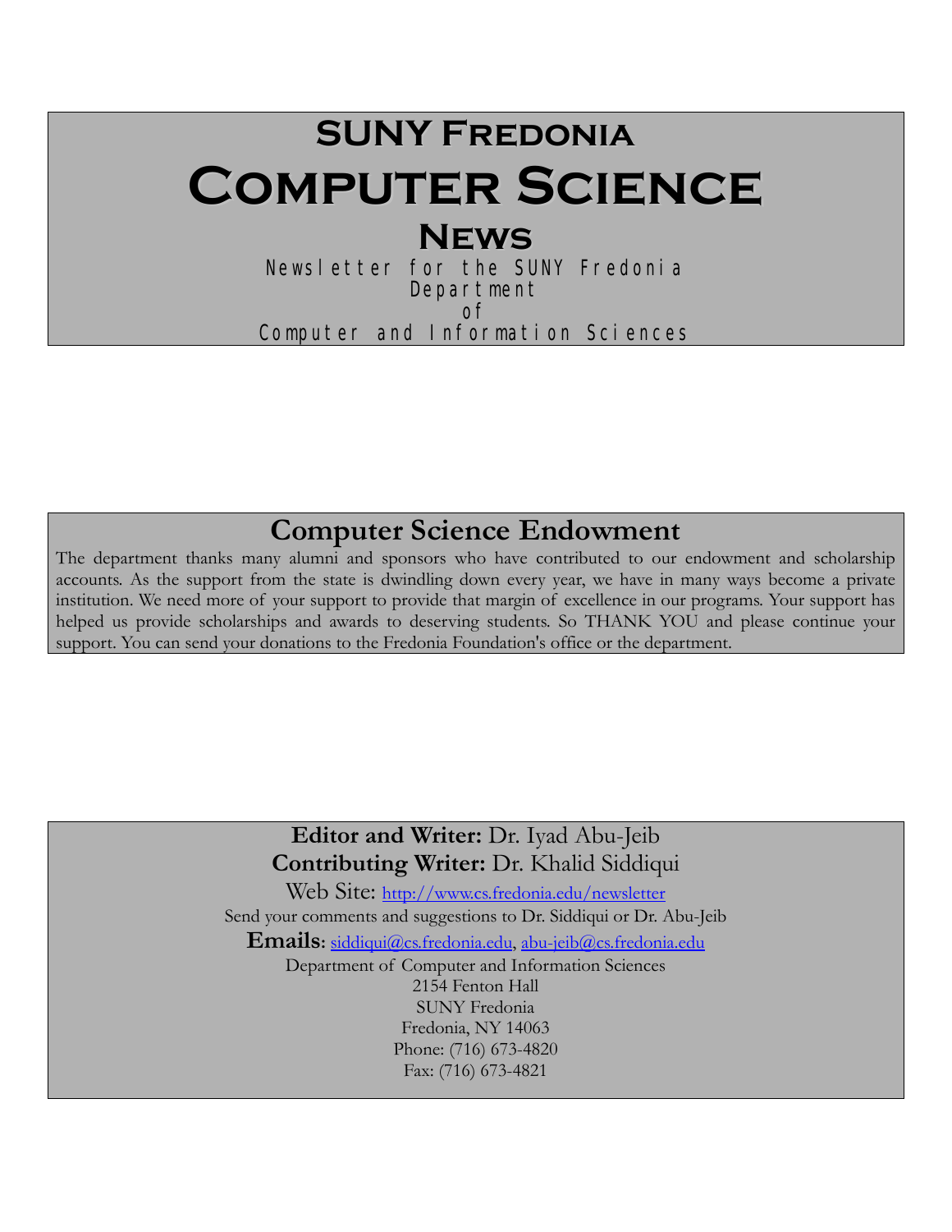# SUNY Fredonia

# Computer Science

## News

Newsletter for the SUNY Fredonia Department of Computer and Information Sciences

## Computer Science Endowment

The department thanks many alumni and sponsors who have contributed to our endowment and scholarship accounts. As the support from the state is dwindling down every year, we have in many ways become a private institution. We need more of your support to provide that margin of excellence in our programs. Your support has helped us provide scholarships and awards to deserving students. So THANK YOU and please continue your support. You can send your donations to the Fredonia Foundation's office or the department.

**Editor and Writer:** Dr. Iyad Abu-Jeib

**Contributing Writer:** Dr. Khalid Siddiqui

Web Site: http://www.cs.fredonia.edu/newsletter

Send your comments and suggestions to Dr. Siddiqui or Dr. Abu-Jeib

**Emails**: siddiqui@cs.fredonia.edu, abu-jeib@cs.fredonia.edu

Department of Computer and Information Sciences
2154 Fenton Hall
SUNY Fredonia
Fredonia, NY 14063
Phone: (716) 673-4820
Fax: (716) 673-4821